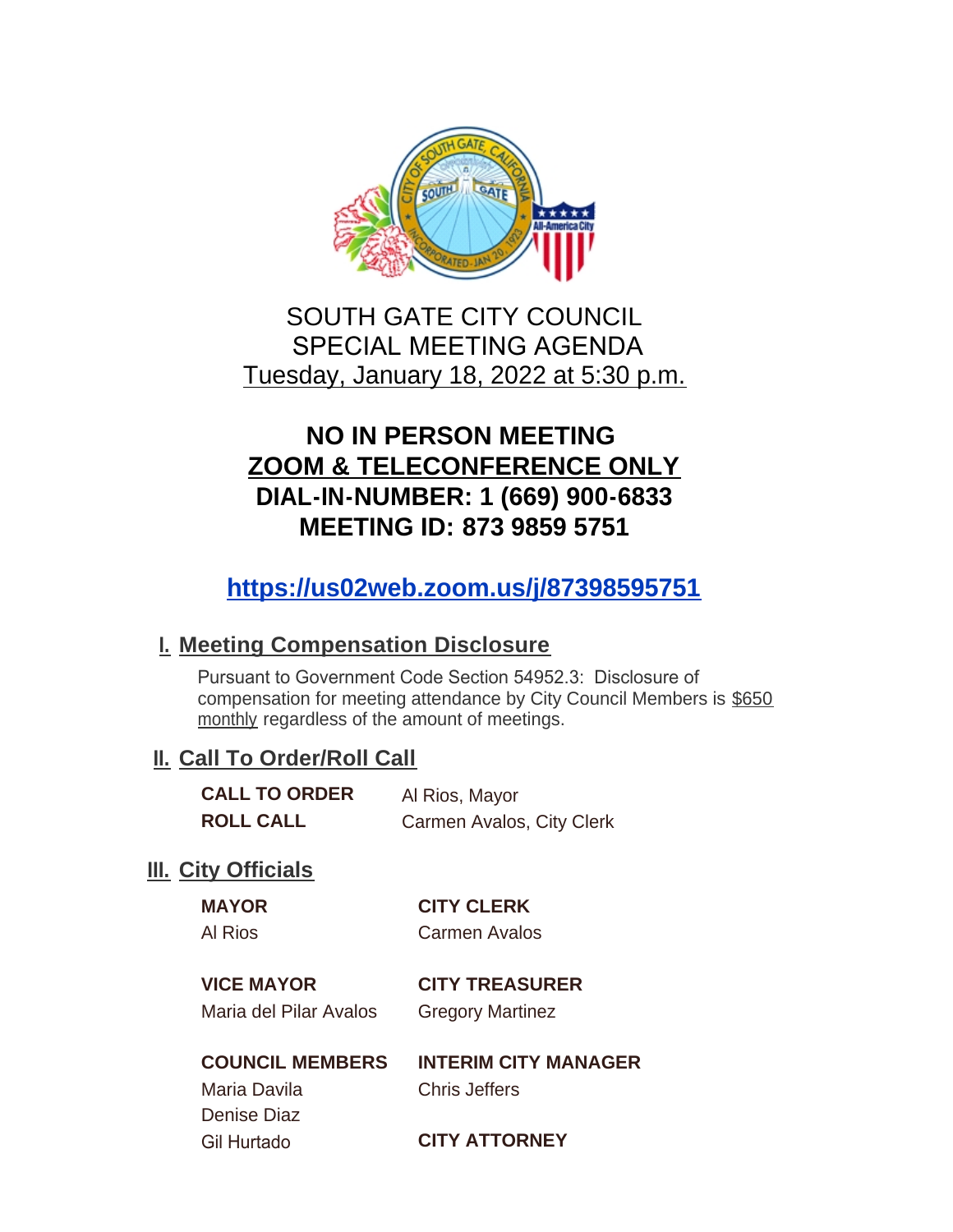# SOUTH GATE CITY COUNCIL
# SPECIAL MEETING AGENDA
Tuesday, January 18, 2022 at 5:30 p.m.

## NO IN PERSON MEETING
## ZOOM & TELECONFERENCE ONLY
## DIAL-IN-NUMBER: 1 (669) 900-6833
## MEETING ID: 873 9859 5751

**https://us02web.zoom.us/j/87398595751**

## I. Meeting Compensation Disclosure

Pursuant to Government Code Section 54952.3: Disclosure of compensation for meeting attendance by City Council Members is $650 monthly regardless of the amount of meetings.

## II. Call To Order/Roll Call

**CALL TO ORDER** Al Rios, Mayor

**ROLL CALL** Carmen Avalos, City Clerk

## III. City Officials

**MAYOR**
Al Rios

**VICE MAYOR**
Maria del Pilar Avalos

**COUNCIL MEMBERS**
Maria Davila
Denise Diaz
Gil Hurtado

**CITY CLERK**
Carmen Avalos

**CITY TREASURER**
Gregory Martinez

**INTERIM CITY MANAGER**
Chris Jeffers

**CITY ATTORNEY**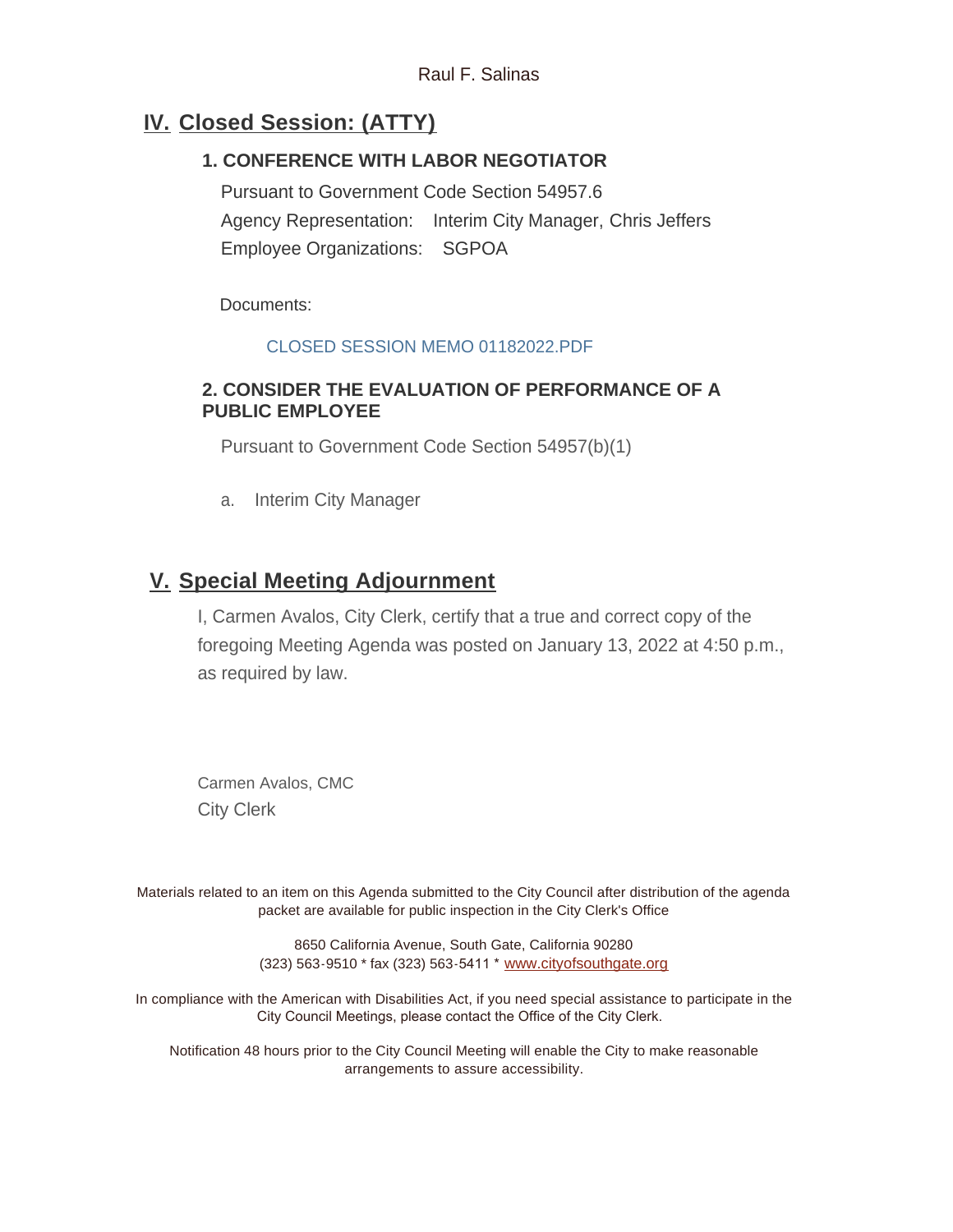Raul F. Salinas

## IV. Closed Session: (ATTY)

### 1. CONFERENCE WITH LABOR NEGOTIATOR

Pursuant to Government Code Section 54957.6
Agency Representation: Interim City Manager, Chris Jeffers
Employee Organizations: SGPOA

Documents:

CLOSED SESSION MEMO 01182022.PDF

### 2. CONSIDER THE EVALUATION OF PERFORMANCE OF A PUBLIC EMPLOYEE

Pursuant to Government Code Section 54957(b)(1)

a. Interim City Manager

## V. Special Meeting Adjournment

I, Carmen Avalos, City Clerk, certify that a true and correct copy of the foregoing Meeting Agenda was posted on January 13, 2022 at 4:50 p.m., as required by law.

Carmen Avalos, CMC
City Clerk

Materials related to an item on this Agenda submitted to the City Council after distribution of the agenda packet are available for public inspection in the City Clerk's Office

8650 California Avenue, South Gate, California 90280
(323) 563-9510 * fax (323) 563-5411 * www.cityofsouthgate.org

In compliance with the American with Disabilities Act, if you need special assistance to participate in the City Council Meetings, please contact the Office of the City Clerk.

Notification 48 hours prior to the City Council Meeting will enable the City to make reasonable arrangements to assure accessibility.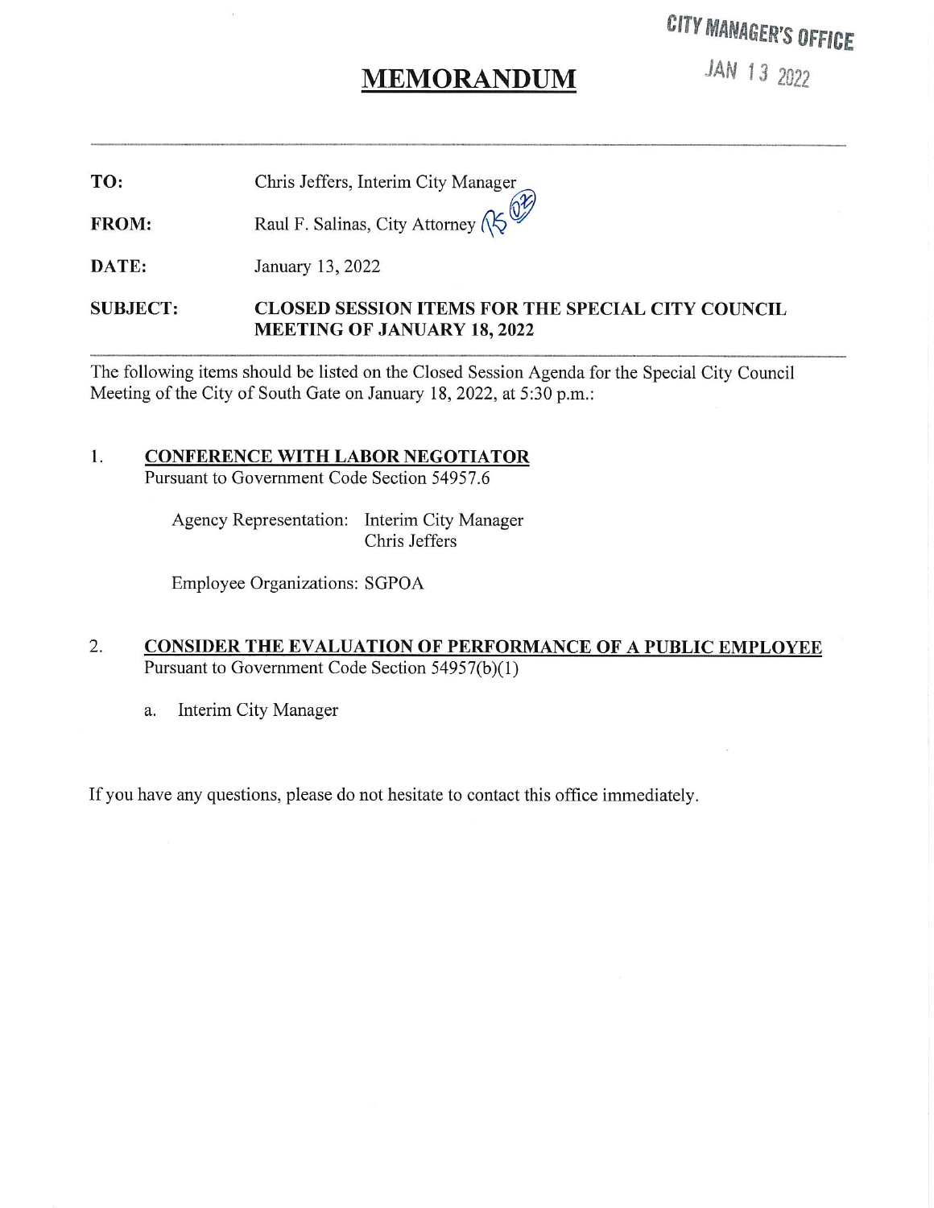CITY MANAGER'S OFFICE

JAN 13 2022

# MEMORANDUM

**TO:** Chris Jeffers, Interim City Manager

**FROM:** Raul F. Salinas, City Attorney

**DATE:** January 13, 2022

**SUBJECT:** **CLOSED SESSION ITEMS FOR THE SPECIAL CITY COUNCIL MEETING OF JANUARY 18, 2022**

The following items should be listed on the Closed Session Agenda for the Special City Council Meeting of the City of South Gate on January 18, 2022, at 5:30 p.m.:

1. **CONFERENCE WITH LABOR NEGOTIATOR**
   Pursuant to Government Code Section 54957.6

   Agency Representation: Interim City Manager
   Chris Jeffers

   Employee Organizations: SGPOA

2. **CONSIDER THE EVALUATION OF PERFORMANCE OF A PUBLIC EMPLOYEE**
   Pursuant to Government Code Section 54957(b)(1)

   a. Interim City Manager

If you have any questions, please do not hesitate to contact this office immediately.